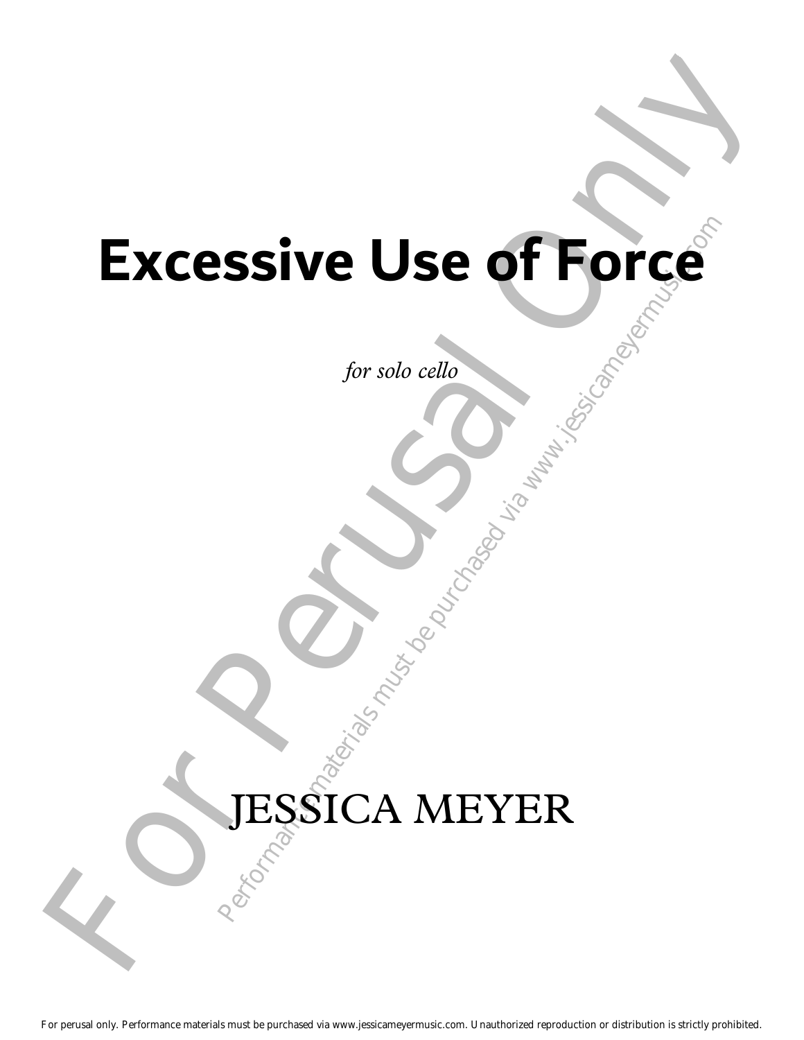# Excessive Use of Force

*for solo cello*

JESSICA MEYER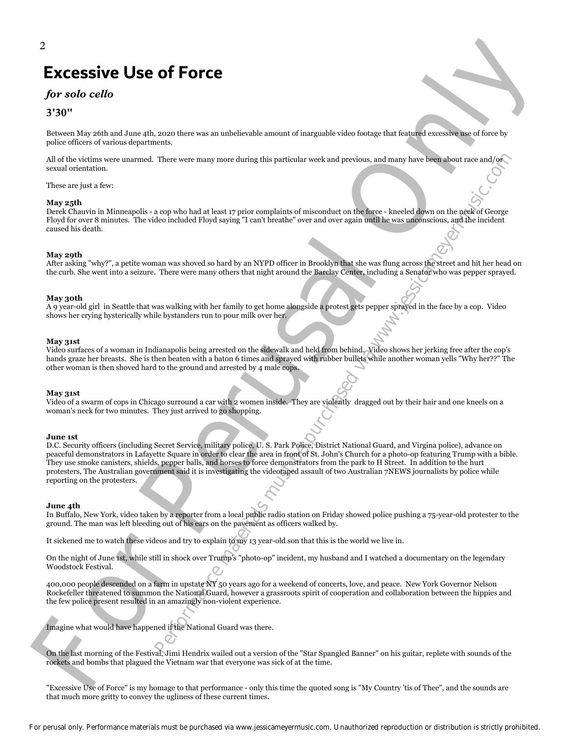# Excessive Use of Force

***for solo cello***

**3'30"**

Between May 26th and June 4th, 2020 there was an unbelievable amount of inarguable video footage that featured excessive use of force by police officers of various departments.

All of the victims were unarmed. There were many more during this particular week and previous, and many have been about race and/or sexual orientation.

These are just a few:

**May 25th**
Derek Chauvin in Minneapolis - a cop who had at least 17 prior complaints of misconduct on the force - kneeled down on the neck of George Floyd for over 8 minutes. The video included Floyd saying "I can't breathe" over and over again until he was unconscious, and the incident caused his death.

**May 29th**
After asking "why?", a petite woman was shoved so hard by an NYPD officer in Brooklyn that she was flung across the street and hit her head on the curb. She went into a seizure. There were many others that night around the Barclay Center, including a Senator who was pepper sprayed.

**May 30th**
A 9 year-old girl in Seattle that was walking with her family to get home alongside a protest gets pepper sprayed in the face by a cop. Video shows her crying hysterically while bystanders run to pour milk over her.

**May 31st**
Video surfaces of a woman in Indianapolis being arrested on the sidewalk and held from behind. Video shows her jerking free after the cop's hands graze her breasts. She is then beaten with a baton 6 times and sprayed with rubber bullets while another woman yells "Why her??" The other woman is then shoved hard to the ground and arrested by 4 male cops.

**May 31st**
Video of a swarm of cops in Chicago surround a car with 2 women inside. They are violently dragged out by their hair and one kneels on a woman's neck for two minutes. They just arrived to go shopping.

**June 1st**
D.C. Security officers (including Secret Service, military police, U. S. Park Police, District National Guard, and Virgina police), advance on peaceful demonstrators in Lafayette Square in order to clear the area in front of St. John's Church for a photo-op featuring Trump with a bible. They use smoke canisters, shields, pepper balls, and horses to force demonstrators from the park to H Street. In addition to the hurt protesters, The Australian government said it is investigating the videotaped assault of two Australian 7NEWS journalists by police while reporting on the protesters.

**June 4th**
In Buffalo, New York, video taken by a reporter from a local public radio station on Friday showed police pushing a 75-year-old protester to the ground. The man was left bleeding out of his ears on the pavement as officers walked by.

It sickened me to watch these videos and try to explain to my 13 year-old son that this is the world we live in.

On the night of June 1st, while still in shock over Trump's "photo-op" incident, my husband and I watched a documentary on the legendary Woodstock Festival.

400,000 people descended on a farm in upstate NY 50 years ago for a weekend of concerts, love, and peace. New York Governor Nelson Rockefeller threatened to summon the National Guard, however a grassroots spirit of cooperation and collaboration between the hippies and the few police present resulted in an amazingly non-violent experience.

Imagine what would have happened if the National Guard was there.

On the last morning of the Festival, Jimi Hendrix wailed out a version of the "Star Spangled Banner" on his guitar, replete with sounds of the rockets and bombs that plagued the Vietnam war that everyone was sick of at the time.

"Excessive Use of Force" is my homage to that performance - only this time the quoted song is "My Country 'tis of Thee", and the sounds are that much more gritty to convey the ugliness of these current times.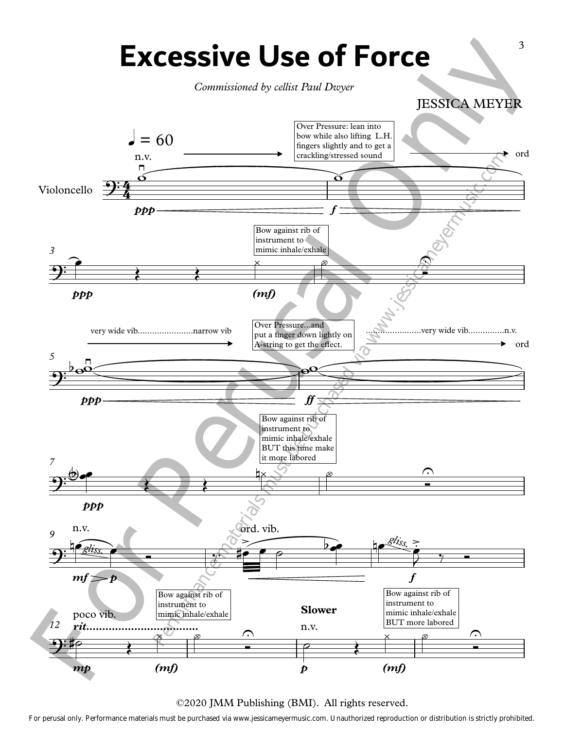# Excessive Use of Force

*Commissioned by cellist Paul Dwyer*

JESSICA MEYER

©2020 JMM Publishing (BMI). All rights reserved.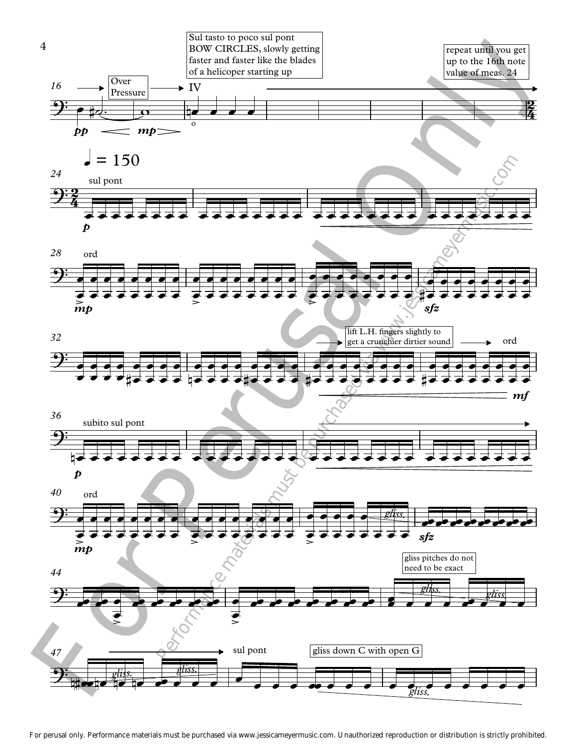Sul tasto to poco sul pont
BOW CIRCLES, slowly getting faster and faster like the blades of a helicoper starting up

repeat until you get up to the 16th note value of meas. 24

Over Pressure

IV

♩ = 150

sul pont

ord

lift L.H. fingers slightly to get a crunchier dirtier sound

ord

subito sul pont

ord

gliss.

gliss pitches do not need to be exact

gliss.

sul pont

gliss down C with open G

gliss.

For perusal only. Performance materials must be purchased via www.jessicameyermusic.com. Unauthorized reproduction or distribution is strictly prohibited.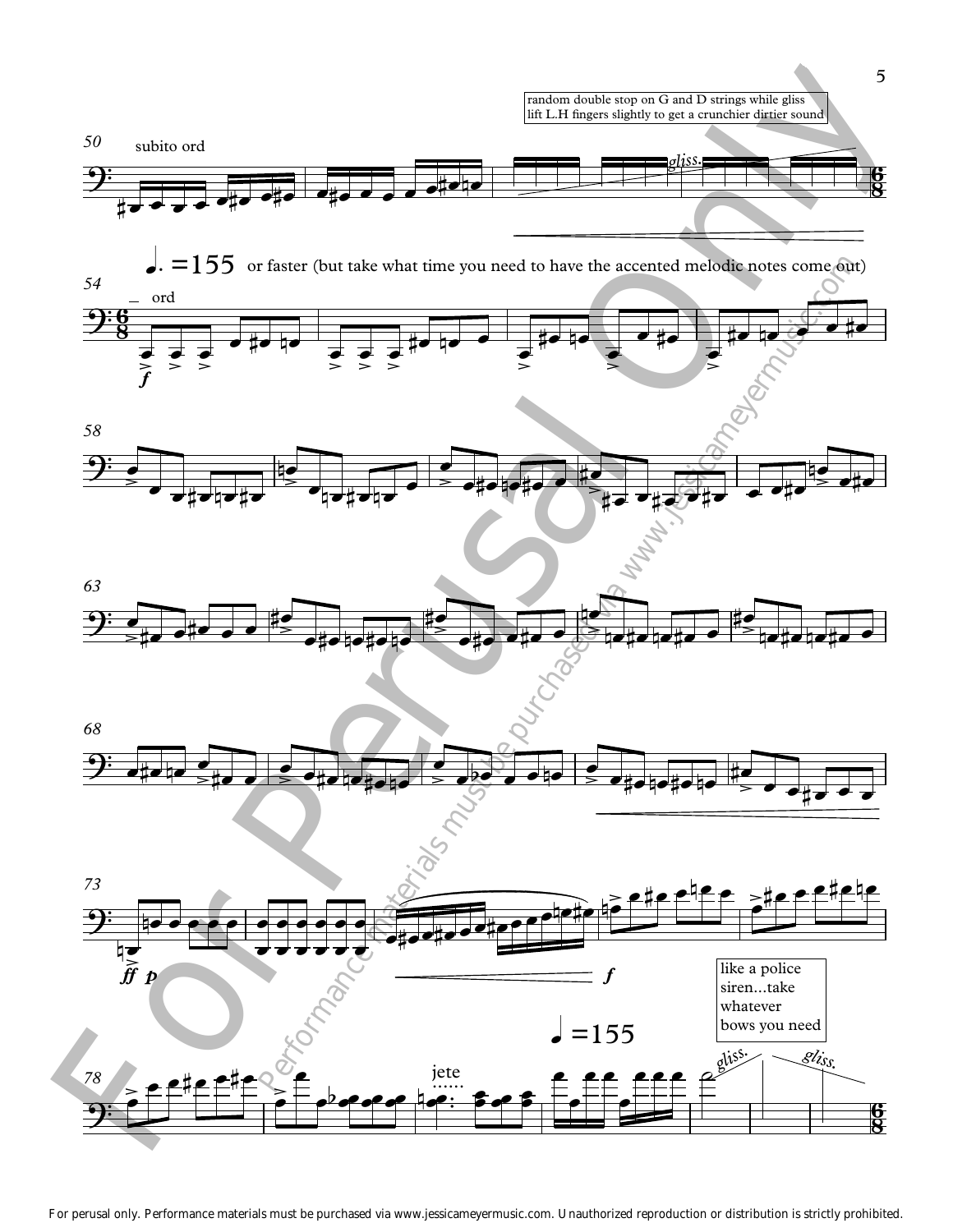random double stop on G and D strings while gliss
lift L.H fingers slightly to get a crunchier dirtier sound

50

subito ord

*gliss.*

♩. =155 or faster (but take what time you need to have the accented melodic notes come out)

54

ord

*f*

58

63

68

73

*ff* *p*

*f*

78

jete

♩ =155

like a police siren...take whatever bows you need

*gliss.*

*gliss.*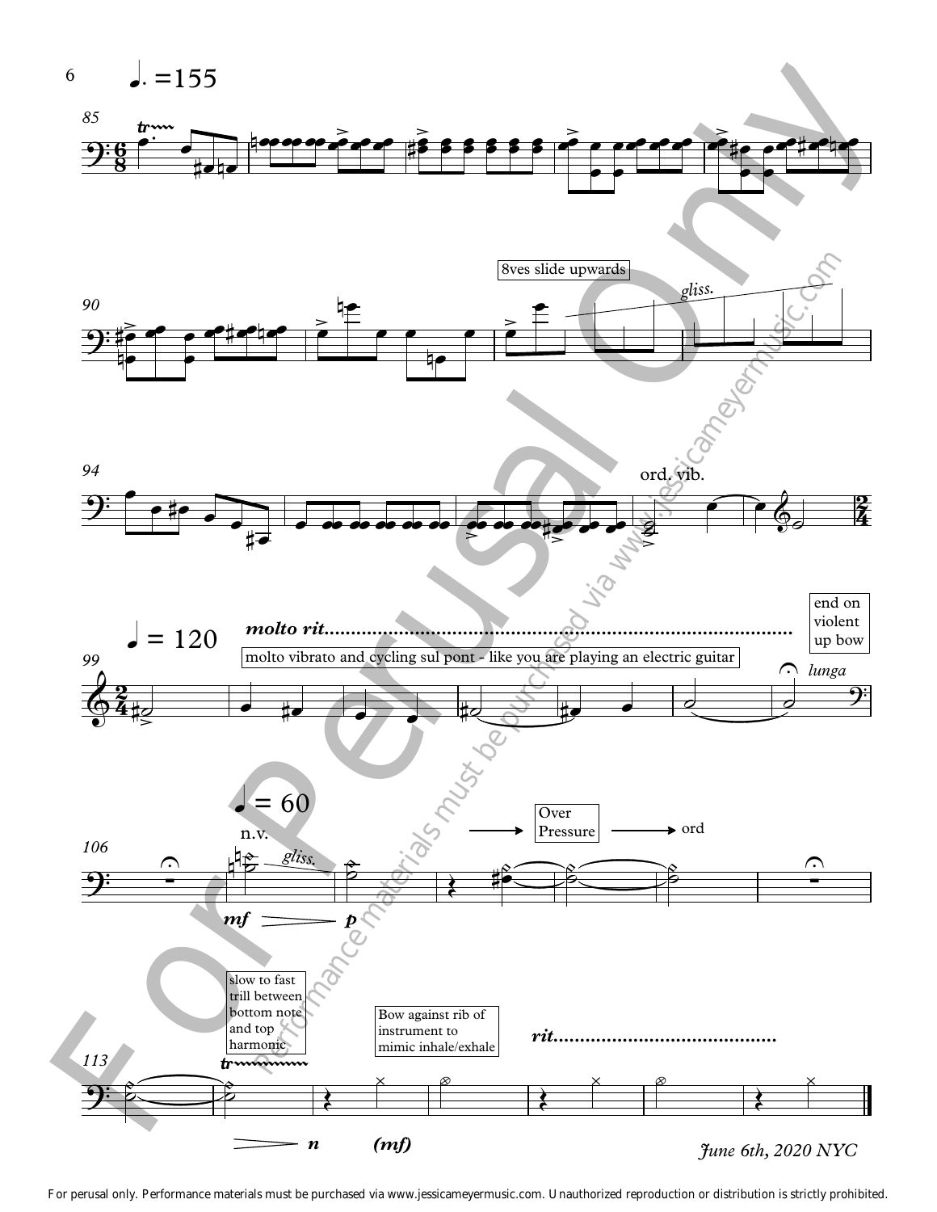♩. =155

8ves slide upwards

*gliss.*

ord. vib.

♩ = 120

***molto rit.*......................................................................................**

molto vibrato and cycling sul pont - like you are playing an electric guitar

end on violent up bow

*lunga*

♩ = 60

n.v.

*gliss.*

Over Pressure

ord

***mf*** ***p***

slow to fast trill between bottom note and top harmonic

Bow against rib of instrument to mimic inhale/exhale

***rit.*.........................................**

***n*** ***(mf)***

*June 6th, 2020 NYC*